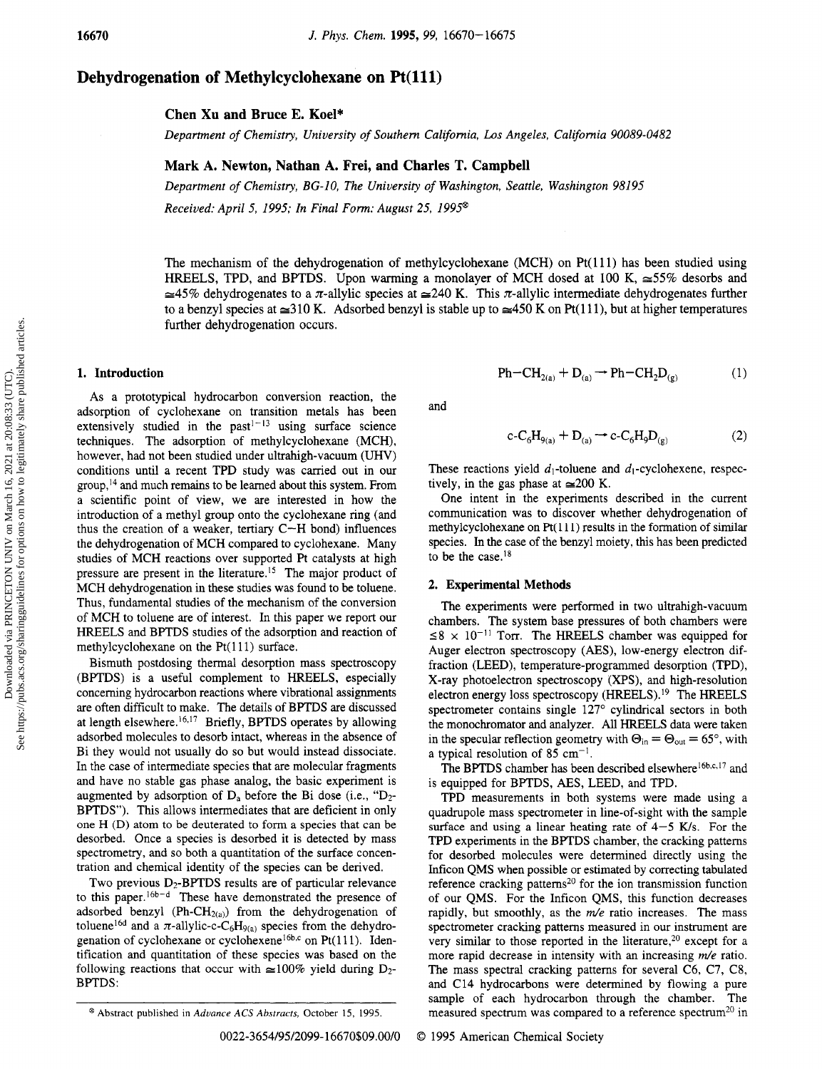# Dehydrogenation of Methylcyclohexane on Pt(111)

**Chen Xu and Bruce E. Koel***

*Department of Chemistry, University of Southern California, Los Angeles, California 90089-0482*

**Mark A. Newton, Nathan A. Frei, and Charles T. Campbell**

*Department of Chemistry, BG-10, The University of Washington, Seattle, Washington 98195*

*Received: April 5, 1995; In Final Form: August 25, 1995*[⊗]

The mechanism of the dehydrogenation of methylcyclohexane (MCH) on Pt(111) has been studied using HREELS, TPD, and BPTDS. Upon warming a monolayer of MCH dosed at 100 K, ≅55% desorbs and ≅45% dehydrogenates to a π-allylic species at ≅240 K. This π-allylic intermediate dehydrogenates further to a benzyl species at ≅310 K. Adsorbed benzyl is stable up to ≅450 K on Pt(111), but at higher temperatures further dehydrogenation occurs.

## 1. Introduction

As a prototypical hydrocarbon conversion reaction, the adsorption of cyclohexane on transition metals has been extensively studied in the past[1-13] using surface science techniques. The adsorption of methylcyclohexane (MCH), however, had not been studied under ultrahigh-vacuum (UHV) conditions until a recent TPD study was carried out in our group,[14] and much remains to be learned about this system. From a scientific point of view, we are interested in how the introduction of a methyl group onto the cyclohexane ring (and thus the creation of a weaker, tertiary C–H bond) influences the dehydrogenation of MCH compared to cyclohexane. Many studies of MCH reactions over supported Pt catalysts at high pressure are present in the literature.[15] The major product of MCH dehydrogenation in these studies was found to be toluene. Thus, fundamental studies of the mechanism of the conversion of MCH to toluene are of interest. In this paper we report our HREELS and BPTDS studies of the adsorption and reaction of methylcyclohexane on the Pt(111) surface.

Bismuth postdosing thermal desorption mass spectroscopy (BPTDS) is a useful complement to HREELS, especially concerning hydrocarbon reactions where vibrational assignments are often difficult to make. The details of BPTDS are discussed at length elsewhere.[16,17] Briefly, BPTDS operates by allowing adsorbed molecules to desorb intact, whereas in the absence of Bi they would not usually do so but would instead dissociate. In the case of intermediate species that are molecular fragments and have no stable gas phase analog, the basic experiment is augmented by adsorption of $D_a$ before the Bi dose (i.e., "$D_2$-BPTDS"). This allows intermediates that are deficient in only one H (D) atom to be deuterated to form a species that can be desorbed. Once a species is desorbed it is detected by mass spectrometry, and so both a quantitation of the surface concentration and chemical identity of the species can be derived.

Two previous $D_2$-BPTDS results are of particular relevance to this paper.[16b-d] These have demonstrated the presence of adsorbed benzyl (Ph-$CH_{2(a)}$) from the dehydrogenation of toluene[16d] and a π-allylic-c-$C_6H_{9(a)}$ species from the dehydrogenation of cyclohexane or cyclohexene[16b,c] on Pt(111). Identification and quantitation of these species was based on the following reactions that occur with ≅100% yield during $D_2$-BPTDS:

$$\text{Ph–CH}_{2(a)} + \text{D}_{(a)} \rightarrow \text{Ph–CH}_2\text{D}_{(g)} \quad (1)$$

and

$$\text{c-C}_6\text{H}_{9(a)} + \text{D}_{(a)} \rightarrow \text{c-C}_6\text{H}_9\text{D}_{(g)} \quad (2)$$

These reactions yield $d_1$-toluene and $d_1$-cyclohexene, respectively, in the gas phase at ≅200 K.

One intent in the experiments described in the current communication was to discover whether dehydrogenation of methylcyclohexane on Pt(111) results in the formation of similar species. In the case of the benzyl moiety, this has been predicted to be the case.[18]

## 2. Experimental Methods

The experiments were performed in two ultrahigh-vacuum chambers. The system base pressures of both chambers were ≤8 × $10^{-11}$ Torr. The HREELS chamber was equipped for Auger electron spectroscopy (AES), low-energy electron diffraction (LEED), temperature-programmed desorption (TPD), X-ray photoelectron spectroscopy (XPS), and high-resolution electron energy loss spectroscopy (HREELS).[19] The HREELS spectrometer contains single 127° cylindrical sectors in both the monochromator and analyzer. All HREELS data were taken in the specular reflection geometry with $\Theta_{in} = \Theta_{out} = 65°$, with a typical resolution of 85 $cm^{-1}$.

The BPTDS chamber has been described elsewhere[16b,c,17] and is equipped for BPTDS, AES, LEED, and TPD.

TPD measurements in both systems were made using a quadrupole mass spectrometer in line-of-sight with the sample surface and using a linear heating rate of 4–5 K/s. For the TPD experiments in the BPTDS chamber, the cracking patterns for desorbed molecules were determined directly using the Inficon QMS when possible or estimated by correcting tabulated reference cracking patterns[20] for the ion transmission function of our QMS. For the Inficon QMS, this function decreases rapidly, but smoothly, as the $m/e$ ratio increases. The mass spectrometer cracking patterns measured in our instrument are very similar to those reported in the literature,[20] except for a more rapid decrease in intensity with an increasing $m/e$ ratio. The mass spectral cracking patterns for several C6, C7, C8, and C14 hydrocarbons were determined by flowing a pure sample of each hydrocarbon through the chamber. The measured spectrum was compared to a reference spectrum[20] in

[⊗] Abstract published in *Advance ACS Abstracts*, October 15, 1995.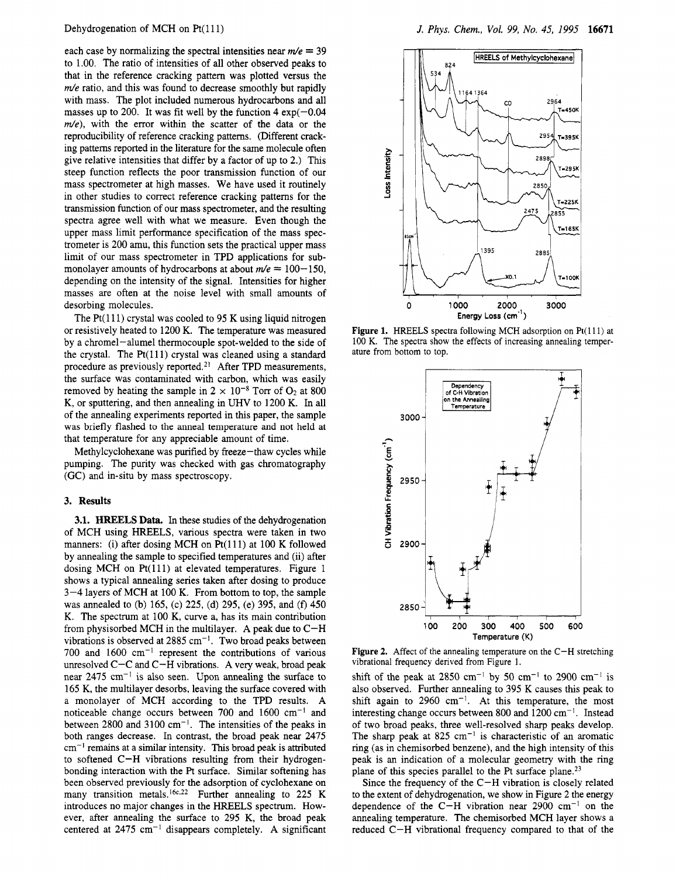each case by normalizing the spectral intensities near $m/e = 39$ to 1.00. The ratio of intensities of all other observed peaks to that in the reference cracking pattern was plotted versus the $m/e$ ratio, and this was found to decrease smoothly but rapidly with mass. The plot included numerous hydrocarbons and all masses up to 200. It was fit well by the function $4 \exp(-0.04\ m/e)$, with the error within the scatter of the data or the reproducibility of reference cracking patterns. (Different cracking patterns reported in the literature for the same molecule often give relative intensities that differ by a factor of up to 2.) This steep function reflects the poor transmission function of our mass spectrometer at high masses. We have used it routinely in other studies to correct reference cracking patterns for the transmission function of our mass spectrometer, and the resulting spectra agree well with what we measure. Even though the upper mass limit performance specification of the mass spectrometer is 200 amu, this function sets the practical upper mass limit of our mass spectrometer in TPD applications for sub-monolayer amounts of hydrocarbons at about $m/e = 100-150$, depending on the intensity of the signal. Intensities for higher masses are often at the noise level with small amounts of desorbing molecules.

The Pt(111) crystal was cooled to 95 K using liquid nitrogen or resistively heated to 1200 K. The temperature was measured by a chromel–alumel thermocouple spot-welded to the side of the crystal. The Pt(111) crystal was cleaned using a standard procedure as previously reported.[21] After TPD measurements, the surface was contaminated with carbon, which was easily removed by heating the sample in $2 \times 10^{-8}$ Torr of $O_2$ at 800 K, or sputtering, and then annealing in UHV to 1200 K. In all of the annealing experiments reported in this paper, the sample was briefly flashed to the anneal temperature and not held at that temperature for any appreciable amount of time.

Methylcyclohexane was purified by freeze–thaw cycles while pumping. The purity was checked with gas chromatography (GC) and in-situ by mass spectroscopy.

## 3. Results

**3.1. HREELS Data.** In these studies of the dehydrogenation of MCH using HREELS, various spectra were taken in two manners: (i) after dosing MCH on Pt(111) at 100 K followed by annealing the sample to specified temperatures and (ii) after dosing MCH on Pt(111) at elevated temperatures. Figure 1 shows a typical annealing series taken after dosing to produce 3–4 layers of MCH at 100 K. From bottom to top, the sample was annealed to (b) 165, (c) 225, (d) 295, (e) 395, and (f) 450 K. The spectrum at 100 K, curve a, has its main contribution from physisorbed MCH in the multilayer. A peak due to C–H vibrations is observed at 2885 cm$^{-1}$. Two broad peaks between 700 and 1600 cm$^{-1}$ represent the contributions of various unresolved C–C and C–H vibrations. A very weak, broad peak near 2475 cm$^{-1}$ is also seen. Upon annealing the surface to 165 K, the multilayer desorbs, leaving the surface covered with a monolayer of MCH according to the TPD results. A noticeable change occurs between 700 and 1600 cm$^{-1}$ and between 2800 and 3100 cm$^{-1}$. The intensities of the peaks in both ranges decrease. In contrast, the broad peak near 2475 cm$^{-1}$ remains at a similar intensity. This broad peak is attributed to softened C–H vibrations resulting from their hydrogen-bonding interaction with the Pt surface. Similar softening has been observed previously for the adsorption of cyclohexane on many transition metals.[16c,22] Further annealing to 225 K introduces no major changes in the HREELS spectrum. However, after annealing the surface to 295 K, the broad peak centered at 2475 cm$^{-1}$ disappears completely. A significant shift of the peak at 2850 cm$^{-1}$ by 50 cm$^{-1}$ to 2900 cm$^{-1}$ is also observed. Further annealing to 395 K causes this peak to shift again to 2960 cm$^{-1}$. At this temperature, the most interesting change occurs between 800 and 1200 cm$^{-1}$. Instead of two broad peaks, three well-resolved sharp peaks develop. The sharp peak at 825 cm$^{-1}$ is characteristic of an aromatic ring (as in chemisorbed benzene), and the high intensity of this peak is an indication of a molecular geometry with the ring plane of this species parallel to the Pt surface plane.[23]

Since the frequency of the C–H vibration is closely related to the extent of dehydrogenation, we show in Figure 2 the energy dependence of the C–H vibration near 2900 cm$^{-1}$ on the annealing temperature. The chemisorbed MCH layer shows a reduced C–H vibrational frequency compared to that of the

**Figure 1.** HREELS spectra following MCH adsorption on Pt(111) at 100 K. The spectra show the effects of increasing annealing temperature from bottom to top.

**Figure 2.** Affect of the annealing temperature on the C–H stretching vibrational frequency derived from Figure 1.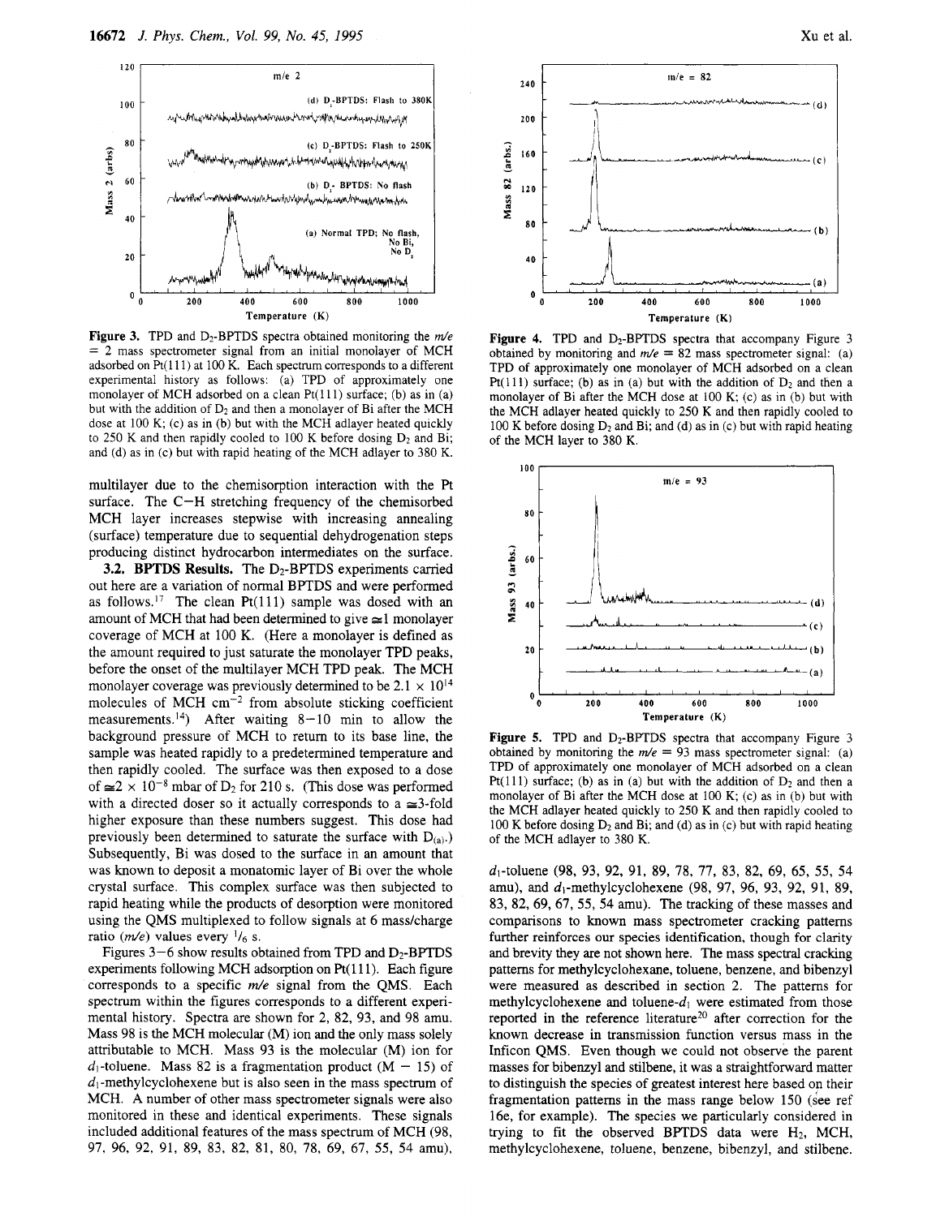Figure 3. TPD and $D_2$-BPTDS spectra obtained monitoring the $m/e$ = 2 mass spectrometer signal from an initial monolayer of MCH adsorbed on Pt(111) at 100 K. Each spectrum corresponds to a different experimental history as follows: (a) TPD of approximately one monolayer of MCH adsorbed on a clean Pt(111) surface; (b) as in (a) but with the addition of $D_2$ and then a monolayer of Bi after the MCH dose at 100 K; (c) as in (b) but with the MCH adlayer heated quickly to 250 K and then rapidly cooled to 100 K before dosing $D_2$ and Bi; and (d) as in (c) but with rapid heating of the MCH adlayer to 380 K.

multilayer due to the chemisorption interaction with the Pt surface. The C–H stretching frequency of the chemisorbed MCH layer increases stepwise with increasing annealing (surface) temperature due to sequential dehydrogenation steps producing distinct hydrocarbon intermediates on the surface.

**3.2. BPTDS Results.** The $D_2$-BPTDS experiments carried out here are a variation of normal BPTDS and were performed as follows.[17] The clean Pt(111) sample was dosed with an amount of MCH that had been determined to give ≅1 monolayer coverage of MCH at 100 K. (Here a monolayer is defined as the amount required to just saturate the monolayer TPD peaks, before the onset of the multilayer MCH TPD peak. The MCH monolayer coverage was previously determined to be $2.1 \times 10^{14}$ molecules of MCH $cm^{-2}$ from absolute sticking coefficient measurements.[14]) After waiting 8–10 min to allow the background pressure of MCH to return to its base line, the sample was heated rapidly to a predetermined temperature and then rapidly cooled. The surface was then exposed to a dose of ≅$2 \times 10^{-8}$ mbar of $D_2$ for 210 s. (This dose was performed with a directed doser so it actually corresponds to a ≅3-fold higher exposure than these numbers suggest. This dose had previously been determined to saturate the surface with $D_{(a)}$.) Subsequently, Bi was dosed to the surface in an amount that was known to deposit a monatomic layer of Bi over the whole crystal surface. This complex surface was then subjected to rapid heating while the products of desorption were monitored using the QMS multiplexed to follow signals at 6 mass/charge ratio ($m/e$) values every $^1/_6$ s.

Figures 3–6 show results obtained from TPD and $D_2$-BPTDS experiments following MCH adsorption on Pt(111). Each figure corresponds to a specific $m/e$ signal from the QMS. Each spectrum within the figures corresponds to a different experimental history. Spectra are shown for 2, 82, 93, and 98 amu. Mass 98 is the MCH molecular (M) ion and the only mass solely attributable to MCH. Mass 93 is the molecular (M) ion for $d_1$-toluene. Mass 82 is a fragmentation product (M − 15) of $d_1$-methylcyclohexene but is also seen in the mass spectrum of MCH. A number of other mass spectrometer signals were also monitored in these and identical experiments. These signals included additional features of the mass spectrum of MCH (98, 97, 96, 92, 91, 89, 83, 82, 81, 80, 78, 69, 67, 55, 54 amu),

Figure 4. TPD and $D_2$-BPTDS spectra that accompany Figure 3 obtained by monitoring and $m/e$ = 82 mass spectrometer signal: (a) TPD of approximately one monolayer of MCH adsorbed on a clean Pt(111) surface; (b) as in (a) but with the addition of $D_2$ and then a monolayer of Bi after the MCH dose at 100 K; (c) as in (b) but with the MCH adlayer heated quickly to 250 K and then rapidly cooled to 100 K before dosing $D_2$ and Bi; and (d) as in (c) but with rapid heating of the MCH layer to 380 K.

Figure 5. TPD and $D_2$-BPTDS spectra that accompany Figure 3 obtained by monitoring the $m/e$ = 93 mass spectrometer signal: (a) TPD of approximately one monolayer of MCH adsorbed on a clean Pt(111) surface; (b) as in (a) but with the addition of $D_2$ and then a monolayer of Bi after the MCH dose at 100 K; (c) as in (b) but with the MCH adlayer heated quickly to 250 K and then rapidly cooled to 100 K before dosing $D_2$ and Bi; and (d) as in (c) but with rapid heating of the MCH adlayer to 380 K.

$d_1$-toluene (98, 93, 92, 91, 89, 78, 77, 83, 82, 69, 65, 55, 54 amu), and $d_1$-methylcyclohexene (98, 97, 96, 93, 92, 91, 89, 83, 82, 69, 67, 55, 54 amu). The tracking of these masses and comparisons to known mass spectrometer cracking patterns further reinforces our species identification, though for clarity and brevity they are not shown here. The mass spectral cracking patterns for methylcyclohexane, toluene, benzene, and bibenzyl were measured as described in section 2. The patterns for methylcyclohexene and toluene-$d_1$ were estimated from those reported in the reference literature[20] after correction for the known decrease in transmission function versus mass in the Inficon QMS. Even though we could not observe the parent masses for bibenzyl and stilbene, it was a straightforward matter to distinguish the species of greatest interest here based on their fragmentation patterns in the mass range below 150 (see ref 16e, for example). The species we particularly considered in trying to fit the observed BPTDS data were $H_2$, MCH, methylcyclohexene, toluene, benzene, bibenzyl, and stilbene.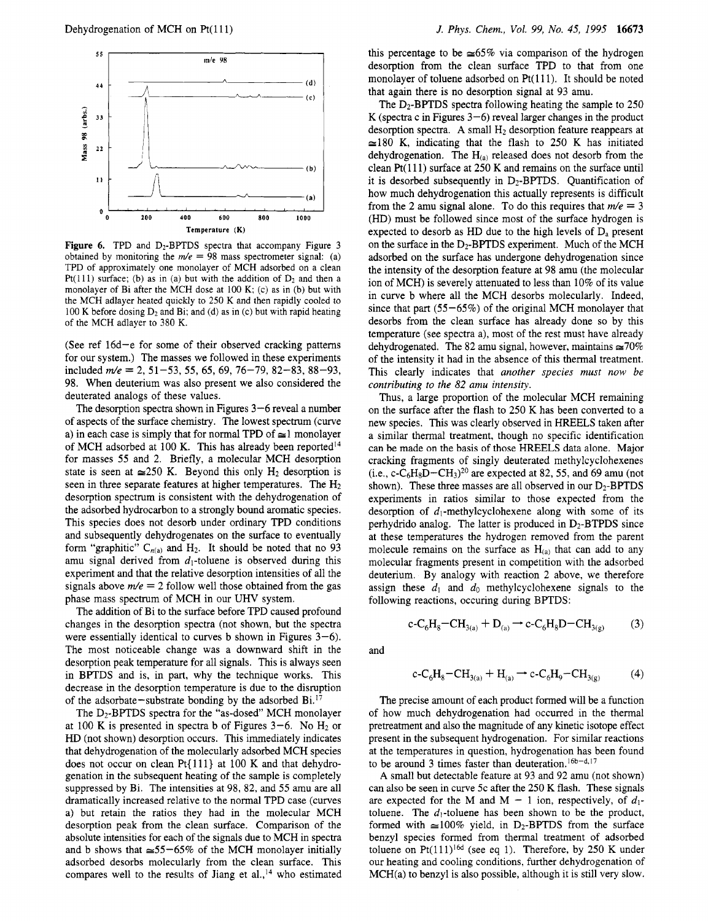**Figure 6.** TPD and $D_2$-BPTDS spectra that accompany Figure 3 obtained by monitoring the $m/e$ = 98 mass spectrometer signal: (a) TPD of approximately one monolayer of MCH adsorbed on a clean Pt(111) surface; (b) as in (a) but with the addition of $D_2$ and then a monolayer of Bi after the MCH dose at 100 K; (c) as in (b) but with the MCH adlayer heated quickly to 250 K and then rapidly cooled to 100 K before dosing $D_2$ and Bi; and (d) as in (c) but with rapid heating of the MCH adlayer to 380 K.

(See ref 16d–e for some of their observed cracking patterns for our system.) The masses we followed in these experiments included $m/e$ = 2, 51–53, 55, 65, 69, 76–79, 82–83, 88–93, 98. When deuterium was also present we also considered the deuterated analogs of these values.

The desorption spectra shown in Figures 3–6 reveal a number of aspects of the surface chemistry. The lowest spectrum (curve a) in each case is simply that for normal TPD of ≅1 monolayer of MCH adsorbed at 100 K. This has already been reported[14] for masses 55 and 2. Briefly, a molecular MCH desorption state is seen at ≅250 K. Beyond this only $H_2$ desorption is seen in three separate features at higher temperatures. The $H_2$ desorption spectrum is consistent with the dehydrogenation of the adsorbed hydrocarbon to a strongly bound aromatic species. This species does not desorb under ordinary TPD conditions and subsequently dehydrogenates on the surface to eventually form "graphitic" $C_{n(a)}$ and $H_2$. It should be noted that no 93 amu signal derived from $d_1$-toluene is observed during this experiment and that the relative desorption intensities of all the signals above $m/e$ = 2 follow well those obtained from the gas phase mass spectrum of MCH in our UHV system.

The addition of Bi to the surface before TPD caused profound changes in the desorption spectra (not shown, but the spectra were essentially identical to curves b shown in Figures 3–6). The most noticeable change was a downward shift in the desorption peak temperature for all signals. This is always seen in BPTDS and is, in part, why the technique works. This decrease in the desorption temperature is due to the disruption of the adsorbate–substrate bonding by the adsorbed Bi.[17]

The $D_2$-BPTDS spectra for the "as-dosed" MCH monolayer at 100 K is presented in spectra b of Figures 3–6. No $H_2$ or HD (not shown) desorption occurs. This immediately indicates that dehydrogenation of the molecularly adsorbed MCH species does not occur on clean Pt{111} at 100 K and that dehydrogenation in the subsequent heating of the sample is completely suppressed by Bi. The intensities at 98, 82, and 55 amu are all dramatically increased relative to the normal TPD case (curves a) but retain the ratios they had in the molecular MCH desorption peak from the clean surface. Comparison of the absolute intensities for each of the signals due to MCH in spectra a and b shows that ≅55–65% of the MCH monolayer initially adsorbed desorbs molecularly from the clean surface. This compares well to the results of Jiang et al.,[14] who estimated this percentage to be ≅65% via comparison of the hydrogen desorption from the clean surface TPD to that from one monolayer of toluene adsorbed on Pt(111). It should be noted that again there is no desorption signal at 93 amu.

The $D_2$-BPTDS spectra following heating the sample to 250 K (spectra c in Figures 3–6) reveal larger changes in the product desorption spectra. A small $H_2$ desorption feature reappears at ≅180 K, indicating that the flash to 250 K has initiated dehydrogenation. The $H_{(a)}$ released does not desorb from the clean Pt(111) surface at 250 K and remains on the surface until it is desorbed subsequently in $D_2$-BPTDS. Quantification of how much dehydrogenation this actually represents is difficult from the 2 amu signal alone. To do this requires that $m/e$ = 3 (HD) must be followed since most of the surface hydrogen is expected to desorb as HD due to the high levels of $D_a$ present on the surface in the $D_2$-BPTDS experiment. Much of the MCH adsorbed on the surface has undergone dehydrogenation since the intensity of the desorption feature at 98 amu (the molecular ion of MCH) is severely attenuated to less than 10% of its value in curve b where all the MCH desorbs molecularly. Indeed, since that part (55–65%) of the original MCH monolayer that desorbs from the clean surface has already done so by this temperature (see spectra a), most of the rest must have already dehydrogenated. The 82 amu signal, however, maintains ≅70% of the intensity it had in the absence of this thermal treatment. This clearly indicates that *another species must now be contributing to the 82 amu intensity*.

Thus, a large proportion of the molecular MCH remaining on the surface after the flash to 250 K has been converted to a new species. This was clearly observed in HREELS taken after a similar thermal treatment, though no specific identification can be made on the basis of those HREELS data alone. Major cracking fragments of singly deuterated methylcyclohexenes (i.e., c-$C_6H_8D$–$CH_3$)[20] are expected at 82, 55, and 69 amu (not shown). These three masses are all observed in our $D_2$-BPTDS experiments in ratios similar to those expected from the desorption of $d_1$-methylcyclohexene along with some of its perhydrido analog. The latter is produced in $D_2$-BTPDS since at these temperatures the hydrogen removed from the parent molecule remains on the surface as $H_{(a)}$ that can add to any molecular fragments present in competition with the adsorbed deuterium. By analogy with reaction 2 above, we therefore assign these $d_1$ and $d_0$ methylcyclohexene signals to the following reactions, occuring during BPTDS:

$$\text{c-}C_6H_8\text{–}CH_{3(a)} + D_{(a)} \rightarrow \text{c-}C_6H_8D\text{–}CH_{3(g)} \tag{3}$$

and

$$\text{c-}C_6H_8\text{–}CH_{3(a)} + H_{(a)} \rightarrow \text{c-}C_6H_9\text{–}CH_{3(g)} \tag{4}$$

The precise amount of each product formed will be a function of how much dehydrogenation had occurred in the thermal pretreatment and also the magnitude of any kinetic isotope effect present in the subsequent hydrogenation. For similar reactions at the temperatures in question, hydrogenation has been found to be around 3 times faster than deuteration.[16b–d,17]

A small but detectable feature at 93 and 92 amu (not shown) can also be seen in curve 5c after the 250 K flash. These signals are expected for the M and M − 1 ion, respectively, of $d_1$-toluene. The $d_1$-toluene has been shown to be the product, formed with ≅100% yield, in $D_2$-BPTDS from the surface benzyl species formed from thermal treatment of adsorbed toluene on Pt(111)[16d] (see eq 1). Therefore, by 250 K under our heating and cooling conditions, further dehydrogenation of MCH(a) to benzyl is also possible, although it is still very slow.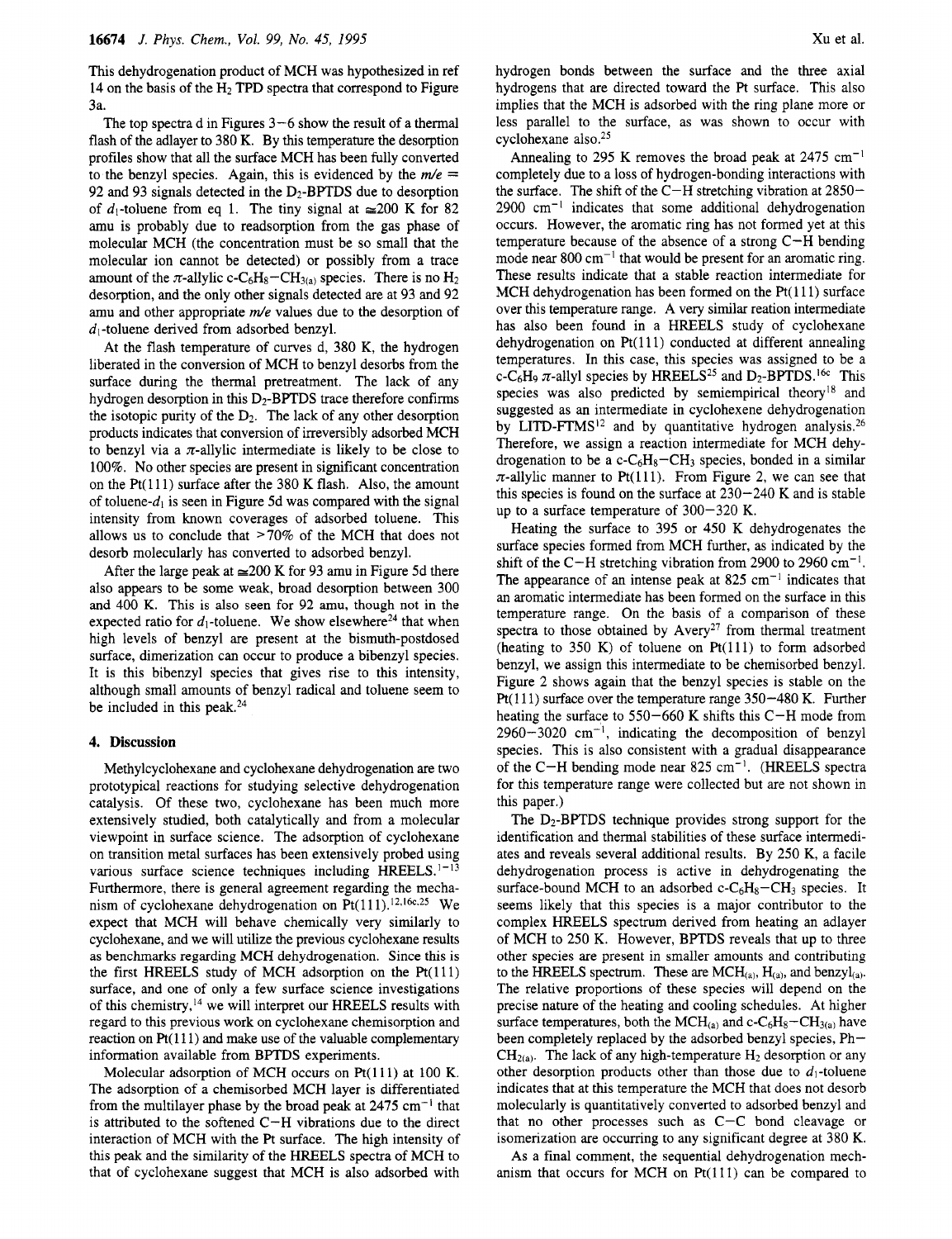This dehydrogenation product of MCH was hypothesized in ref 14 on the basis of the $H_2$ TPD spectra that correspond to Figure 3a.

The top spectra d in Figures 3–6 show the result of a thermal flash of the adlayer to 380 K. By this temperature the desorption profiles show that all the surface MCH has been fully converted to the benzyl species. Again, this is evidenced by the $m/e$ = 92 and 93 signals detected in the $D_2$-BPTDS due to desorption of $d_1$-toluene from eq 1. The tiny signal at ≅200 K for 82 amu is probably due to readsorption from the gas phase of molecular MCH (the concentration must be so small that the molecular ion cannot be detected) or possibly from a trace amount of the π-allylic c-$C_6H_8$–$CH_{3(a)}$ species. There is no $H_2$ desorption, and the only other signals detected are at 93 and 92 amu and other appropriate $m/e$ values due to the desorption of $d_1$-toluene derived from adsorbed benzyl.

At the flash temperature of curves d, 380 K, the hydrogen liberated in the conversion of MCH to benzyl desorbs from the surface during the thermal pretreatment. The lack of any hydrogen desorption in this $D_2$-BPTDS trace therefore confirms the isotopic purity of the $D_2$. The lack of any other desorption products indicates that conversion of irreversibly adsorbed MCH to benzyl via a π-allylic intermediate is likely to be close to 100%. No other species are present in significant concentration on the Pt(111) surface after the 380 K flash. Also, the amount of toluene-$d_1$ is seen in Figure 5d was compared with the signal intensity from known coverages of adsorbed toluene. This allows us to conclude that >70% of the MCH that does not desorb molecularly has converted to adsorbed benzyl.

After the large peak at ≅200 K for 93 amu in Figure 5d there also appears to be some weak, broad desorption between 300 and 400 K. This is also seen for 92 amu, though not in the expected ratio for $d_1$-toluene. We show elsewhere[24] that when high levels of benzyl are present at the bismuth-postdosed surface, dimerization can occur to produce a bibenzyl species. It is this bibenzyl species that gives rise to this intensity, although small amounts of benzyl radical and toluene seem to be included in this peak.[24]

## 4. Discussion

Methylcyclohexane and cyclohexane dehydrogenation are two prototypical reactions for studying selective dehydrogenation catalysis. Of these two, cyclohexane has been much more extensively studied, both catalytically and from a molecular viewpoint in surface science. The adsorption of cyclohexane on transition metal surfaces has been extensively probed using various surface science techniques including HREELS.[1–13] Furthermore, there is general agreement regarding the mechanism of cyclohexane dehydrogenation on Pt(111).[12,16c,25] We expect that MCH will behave chemically very similarly to cyclohexane, and we will utilize the previous cyclohexane results as benchmarks regarding MCH dehydrogenation. Since this is the first HREELS study of MCH adsorption on the Pt(111) surface, and one of only a few surface science investigations of this chemistry,[14] we will interpret our HREELS results with regard to this previous work on cyclohexane chemisorption and reaction on Pt(111) and make use of the valuable complementary information available from BPTDS experiments.

Molecular adsorption of MCH occurs on Pt(111) at 100 K. The adsorption of a chemisorbed MCH layer is differentiated from the multilayer phase by the broad peak at 2475 cm$^{-1}$ that is attributed to the softened C–H vibrations due to the direct interaction of MCH with the Pt surface. The high intensity of this peak and the similarity of the HREELS spectra of MCH to that of cyclohexane suggest that MCH is also adsorbed with hydrogen bonds between the surface and the three axial hydrogens that are directed toward the Pt surface. This also implies that the MCH is adsorbed with the ring plane more or less parallel to the surface, as was shown to occur with cyclohexane also.[25]

Annealing to 295 K removes the broad peak at 2475 cm$^{-1}$ completely due to a loss of hydrogen-bonding interactions with the surface. The shift of the C–H stretching vibration at 2850–2900 cm$^{-1}$ indicates that some additional dehydrogenation occurs. However, the aromatic ring has not formed yet at this temperature because of the absence of a strong C–H bending mode near 800 cm$^{-1}$ that would be present for an aromatic ring. These results indicate that a stable reaction intermediate for MCH dehydrogenation has been formed on the Pt(111) surface over this temperature range. A very similar reation intermediate has also been found in a HREELS study of cyclohexane dehydrogenation on Pt(111) conducted at different annealing temperatures. In this case, this species was assigned to be a c-$C_6H_9$ π-allyl species by HREELS[25] and $D_2$-BPTDS.[16c] This species was also predicted by semiempirical theory[18] and suggested as an intermediate in cyclohexene dehydrogenation by LITD-FTMS[12] and by quantitative hydrogen analysis.[26] Therefore, we assign a reaction intermediate for MCH dehydrogenation to be a c-$C_6H_8$–$CH_3$ species, bonded in a similar π-allylic manner to Pt(111). From Figure 2, we can see that this species is found on the surface at 230–240 K and is stable up to a surface temperature of 300–320 K.

Heating the surface to 395 or 450 K dehydrogenates the surface species formed from MCH further, as indicated by the shift of the C–H stretching vibration from 2900 to 2960 cm$^{-1}$. The appearance of an intense peak at 825 cm$^{-1}$ indicates that an aromatic intermediate has been formed on the surface in this temperature range. On the basis of a comparison of these spectra to those obtained by Avery[27] from thermal treatment (heating to 350 K) of toluene on Pt(111) to form adsorbed benzyl, we assign this intermediate to be chemisorbed benzyl. Figure 2 shows again that the benzyl species is stable on the Pt(111) surface over the temperature range 350–480 K. Further heating the surface to 550–660 K shifts this C–H mode from 2960–3020 cm$^{-1}$, indicating the decomposition of benzyl species. This is also consistent with a gradual disappearance of the C–H bending mode near 825 cm$^{-1}$. (HREELS spectra for this temperature range were collected but are not shown in this paper.)

The $D_2$-BPTDS technique provides strong support for the identification and thermal stabilities of these surface intermediates and reveals several additional results. By 250 K, a facile dehydrogenation process is active in dehydrogenating the surface-bound MCH to an adsorbed c-$C_6H_8$–$CH_3$ species. It seems likely that this species is a major contributor to the complex HREELS spectrum derived from heating an adlayer of MCH to 250 K. However, BPTDS reveals that up to three other species are present in smaller amounts and contributing to the HREELS spectrum. These are $MCH_{(a)}$, $H_{(a)}$, and benzyl$_{(a)}$. The relative proportions of these species will depend on the precise nature of the heating and cooling schedules. At higher surface temperatures, both the $MCH_{(a)}$ and c-$C_6H_8$–$CH_{3(a)}$ have been completely replaced by the adsorbed benzyl species, Ph–$CH_{2(a)}$. The lack of any high-temperature $H_2$ desorption or any other desorption products other than those due to $d_1$-toluene indicates that at this temperature the MCH that does not desorb molecularly is quantitatively converted to adsorbed benzyl and that no other processes such as C–C bond cleavage or isomerization are occurring to any significant degree at 380 K.

As a final comment, the sequential dehydrogenation mechanism that occurs for MCH on Pt(111) can be compared to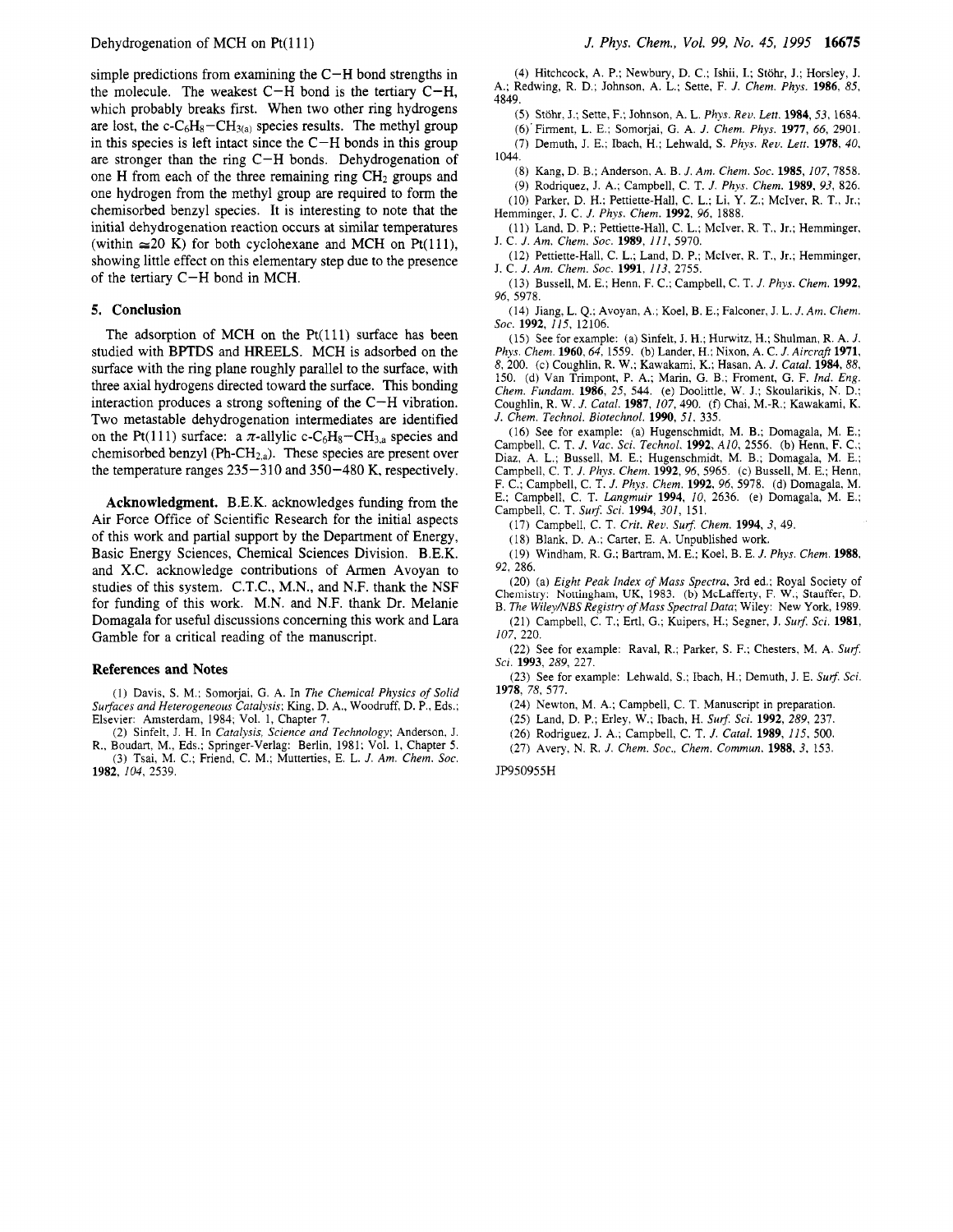simple predictions from examining the C–H bond strengths in the molecule. The weakest C–H bond is the tertiary C–H, which probably breaks first. When two other ring hydrogens are lost, the c-$C_6H_8$–$CH_{3(a)}$ species results. The methyl group in this species is left intact since the C–H bonds in this group are stronger than the ring C–H bonds. Dehydrogenation of one H from each of the three remaining ring $CH_2$ groups and one hydrogen from the methyl group are required to form the chemisorbed benzyl species. It is interesting to note that the initial dehydrogenation reaction occurs at similar temperatures (within ≅20 K) for both cyclohexane and MCH on Pt(111), showing little effect on this elementary step due to the presence of the tertiary C–H bond in MCH.

## 5. Conclusion

The adsorption of MCH on the Pt(111) surface has been studied with BPTDS and HREELS. MCH is adsorbed on the surface with the ring plane roughly parallel to the surface, with three axial hydrogens directed toward the surface. This bonding interaction produces a strong softening of the C–H vibration. Two metastable dehydrogenation intermediates are identified on the Pt(111) surface: a π-allylic c-$C_6H_8$–$CH_{3,a}$ species and chemisorbed benzyl (Ph-$CH_{2,a}$). These species are present over the temperature ranges 235–310 and 350–480 K, respectively.

**Acknowledgment.** B.E.K. acknowledges funding from the Air Force Office of Scientific Research for the initial aspects of this work and partial support by the Department of Energy, Basic Energy Sciences, Chemical Sciences Division. B.E.K. and X.C. acknowledge contributions of Armen Avoyan to studies of this system. C.T.C., M.N., and N.F. thank the NSF for funding of this work. M.N. and N.F. thank Dr. Melanie Domagala for useful discussions concerning this work and Lara Gamble for a critical reading of the manuscript.

## References and Notes

(1) Davis, S. M.; Somorjai, G. A. In *The Chemical Physics of Solid Surfaces and Heterogeneous Catalysis*; King, D. A., Woodruff, D. P., Eds.; Elsevier: Amsterdam, 1984; Vol. 1, Chapter 7.

(2) Sinfelt, J. H. In *Catalysis, Science and Technology*; Anderson, J. R., Boudart, M., Eds.; Springer-Verlag: Berlin, 1981; Vol. 1, Chapter 5.

(3) Tsai, M. C.; Friend, C. M.; Mutterties, E. L. *J. Am. Chem. Soc.* **1982**, *104*, 2539.

(4) Hitchcock, A. P.; Newbury, D. C.; Ishii, I.; Stöhr, J.; Horsley, J. A.; Redwing, R. D.; Johnson, A. L.; Sette, F. *J. Chem. Phys.* **1986**, *85*, 4849.

(5) Stöhr, J.; Sette, F.; Johnson, A. L. *Phys. Rev. Lett.* **1984**, *53*, 1684.

(6) Firment, L. E.; Somorjai, G. A. *J. Chem. Phys.* **1977**, *66*, 2901.

(7) Demuth, J. E.; Ibach, H.; Lehwald, S. *Phys. Rev. Lett.* **1978**, *40*, 1044.

(8) Kang, D. B.; Anderson, A. B. *J. Am. Chem. Soc.* **1985**, *107*, 7858.

(9) Rodriquez, J. A.; Campbell, C. T. *J. Phys. Chem.* **1989**, *93*, 826.

(10) Parker, D. H.; Pettiette-Hall, C. L.; Li, Y. Z.; McIver, R. T., Jr.; Hemminger, J. C. *J. Phys. Chem.* **1992**, *96*, 1888.

(11) Land, D. P.; Pettiette-Hall, C. L.; McIver, R. T., Jr.; Hemminger, J. C. *J. Am. Chem. Soc.* **1989**, *111*, 5970.

(12) Pettiette-Hall, C. L.; Land, D. P.; McIver, R. T., Jr.; Hemminger, J. C. *J. Am. Chem. Soc.* **1991**, *113*, 2755.

(13) Bussell, M. E.; Henn, F. C.; Campbell, C. T. *J. Phys. Chem.* **1992**, *96*, 5978.

(14) Jiang, L. Q.; Avoyan, A.; Koel, B. E.; Falconer, J. L. *J. Am. Chem. Soc.* **1992**, *115*, 12106.

(15) See for example: (a) Sinfelt, J. H.; Hurwitz, H.; Shulman, R. A. *J. Phys. Chem.* **1960**, *64*, 1559. (b) Lander, H.; Nixon, A. C. *J. Aircraft* **1971**, *8*, 200. (c) Coughlin, R. W.; Kawakami, K.; Hasan, A. *J. Catal.* **1984**, *88*, 150. (d) Van Trimpont, P. A.; Marin, G. B.; Froment, G. F. *Ind. Eng. Chem. Fundam.* **1986**, *25*, 544. (e) Doolittle, W. J.; Skoularikis, N. D.; Coughlin, R. W. *J. Catal.* **1987**, *107*, 490. (f) Chai, M.-R.; Kawakami, K. *J. Chem. Technol. Biotechnol.* **1990**, *51*, 335.

(16) See for example: (a) Hugenschmidt, M. B.; Domagala, M. E.; Campbell, C. T. *J. Vac. Sci. Technol.* **1992**, *A10*, 2556. (b) Henn, F. C.; Diaz, A. L.; Bussell, M. E.; Hugenschmidt, M. B.; Domagala, M. E.; Campbell, C. T. *J. Phys. Chem.* **1992**, *96*, 5965. (c) Bussell, M. E.; Henn, F. C.; Campbell, C. T. *J. Phys. Chem.* **1992**, *96*, 5978. (d) Domagala, M. E.; Campbell, C. T. *Langmuir* **1994**, *10*, 2636. (e) Domagala, M. E.; Campbell, C. T. *Surf. Sci.* **1994**, *301*, 151.

(17) Campbell, C. T. *Crit. Rev. Surf. Chem.* **1994**, *3*, 49.

(18) Blank, D. A.; Carter, E. A. Unpublished work.

(19) Windham, R. G.; Bartram, M. E.; Koel, B. E. *J. Phys. Chem.* **1988**, *92*, 286.

(20) (a) *Eight Peak Index of Mass Spectra*, 3rd ed.; Royal Society of Chemistry: Nottingham, UK, 1983. (b) McLafferty, F. W.; Stauffer, D. B. *The Wiley/NBS Registry of Mass Spectral Data*; Wiley: New York, 1989.

(21) Campbell, C. T.; Ertl, G.; Kuipers, H.; Segner, J. *Surf. Sci.* **1981**, *107*, 220.

(22) See for example: Raval, R.; Parker, S. F.; Chesters, M. A. *Surf. Sci.* **1993**, *289*, 227.

(23) See for example: Lehwald, S.; Ibach, H.; Demuth, J. E. *Surf. Sci.* **1978**, *78*, 577.

(24) Newton, M. A.; Campbell, C. T. Manuscript in preparation.

(25) Land, D. P.; Erley, W.; Ibach, H. *Surf. Sci.* **1992**, *289*, 237.

(26) Rodriguez, J. A.; Campbell, C. T. *J. Catal.* **1989**, *115*, 500.

(27) Avery, N. R. *J. Chem. Soc., Chem. Commun.* **1988**, *3*, 153.

JP950955H